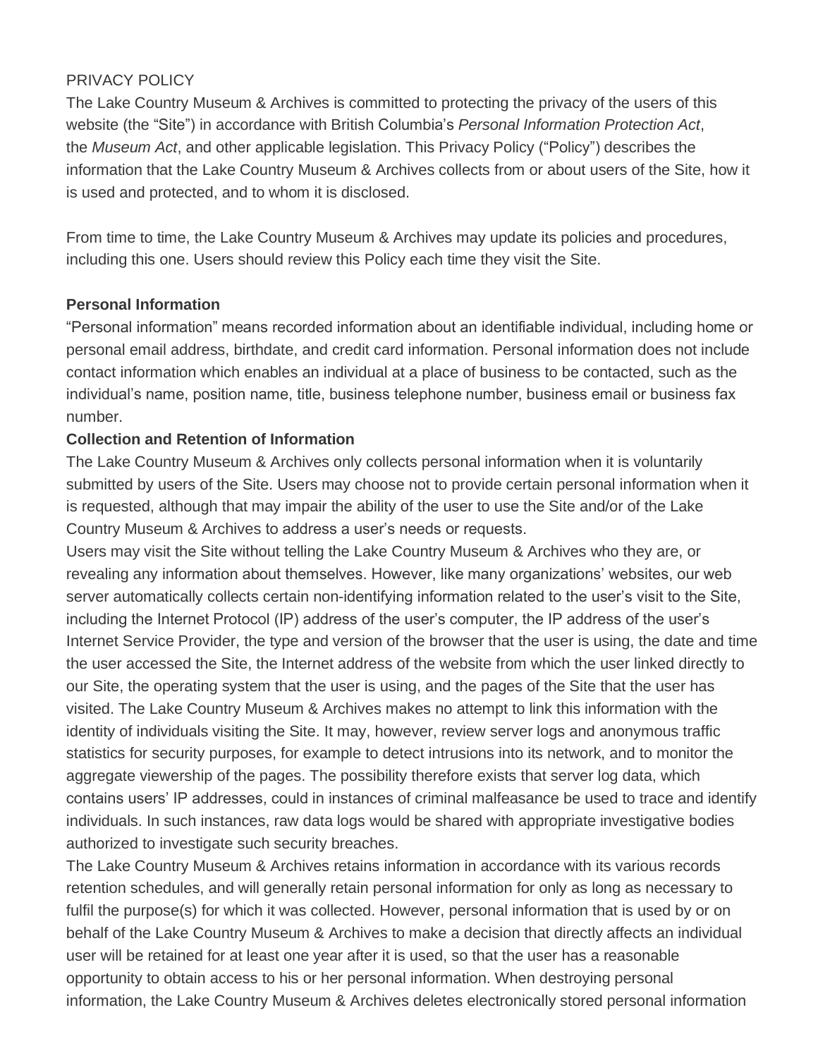PRIVACY POLICY

The Lake Country Museum & Archives is committed to protecting the privacy of the users of this website (the "Site") in accordance with British Columbia's *Personal Information Protection Act*, the *Museum Act*, and other applicable legislation. This Privacy Policy ("Policy") describes the information that the Lake Country Museum & Archives collects from or about users of the Site, how it is used and protected, and to whom it is disclosed.

From time to time, the Lake Country Museum & Archives may update its policies and procedures, including this one. Users should review this Policy each time they visit the Site.

**Personal Information**

"Personal information" means recorded information about an identifiable individual, including home or personal email address, birthdate, and credit card information. Personal information does not include contact information which enables an individual at a place of business to be contacted, such as the individual's name, position name, title, business telephone number, business email or business fax number.

**Collection and Retention of Information**

The Lake Country Museum & Archives only collects personal information when it is voluntarily submitted by users of the Site. Users may choose not to provide certain personal information when it is requested, although that may impair the ability of the user to use the Site and/or of the Lake Country Museum & Archives to address a user's needs or requests.

Users may visit the Site without telling the Lake Country Museum & Archives who they are, or revealing any information about themselves. However, like many organizations' websites, our web server automatically collects certain non-identifying information related to the user's visit to the Site, including the Internet Protocol (IP) address of the user's computer, the IP address of the user's Internet Service Provider, the type and version of the browser that the user is using, the date and time the user accessed the Site, the Internet address of the website from which the user linked directly to our Site, the operating system that the user is using, and the pages of the Site that the user has visited. The Lake Country Museum & Archives makes no attempt to link this information with the identity of individuals visiting the Site. It may, however, review server logs and anonymous traffic statistics for security purposes, for example to detect intrusions into its network, and to monitor the aggregate viewership of the pages. The possibility therefore exists that server log data, which contains users' IP addresses, could in instances of criminal malfeasance be used to trace and identify individuals. In such instances, raw data logs would be shared with appropriate investigative bodies authorized to investigate such security breaches.

The Lake Country Museum & Archives retains information in accordance with its various records retention schedules, and will generally retain personal information for only as long as necessary to fulfil the purpose(s) for which it was collected. However, personal information that is used by or on behalf of the Lake Country Museum & Archives to make a decision that directly affects an individual user will be retained for at least one year after it is used, so that the user has a reasonable opportunity to obtain access to his or her personal information. When destroying personal information, the Lake Country Museum & Archives deletes electronically stored personal information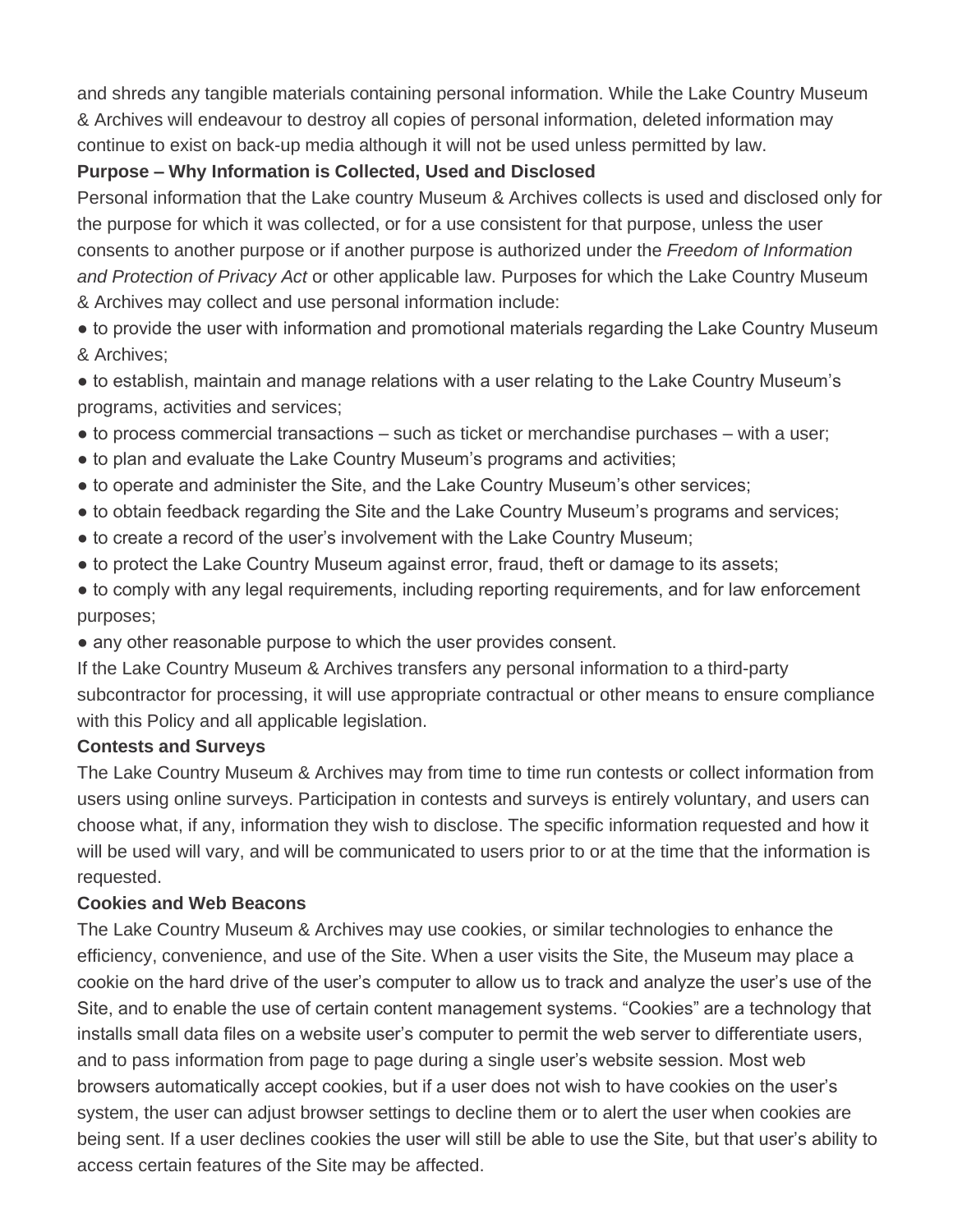and shreds any tangible materials containing personal information. While the Lake Country Museum & Archives will endeavour to destroy all copies of personal information, deleted information may continue to exist on back-up media although it will not be used unless permitted by law.

**Purpose – Why Information is Collected, Used and Disclosed**

Personal information that the Lake country Museum & Archives collects is used and disclosed only for the purpose for which it was collected, or for a use consistent for that purpose, unless the user consents to another purpose or if another purpose is authorized under the *Freedom of Information and Protection of Privacy Act* or other applicable law. Purposes for which the Lake Country Museum & Archives may collect and use personal information include:

- to provide the user with information and promotional materials regarding the Lake Country Museum & Archives;
- to establish, maintain and manage relations with a user relating to the Lake Country Museum's programs, activities and services;
- to process commercial transactions – such as ticket or merchandise purchases – with a user;
- to plan and evaluate the Lake Country Museum's programs and activities;
- to operate and administer the Site, and the Lake Country Museum's other services;
- to obtain feedback regarding the Site and the Lake Country Museum's programs and services;
- to create a record of the user's involvement with the Lake Country Museum;
- to protect the Lake Country Museum against error, fraud, theft or damage to its assets;
- to comply with any legal requirements, including reporting requirements, and for law enforcement purposes;
- any other reasonable purpose to which the user provides consent.

If the Lake Country Museum & Archives transfers any personal information to a third-party subcontractor for processing, it will use appropriate contractual or other means to ensure compliance with this Policy and all applicable legislation.

**Contests and Surveys**

The Lake Country Museum & Archives may from time to time run contests or collect information from users using online surveys. Participation in contests and surveys is entirely voluntary, and users can choose what, if any, information they wish to disclose. The specific information requested and how it will be used will vary, and will be communicated to users prior to or at the time that the information is requested.

**Cookies and Web Beacons**

The Lake Country Museum & Archives may use cookies, or similar technologies to enhance the efficiency, convenience, and use of the Site. When a user visits the Site, the Museum may place a cookie on the hard drive of the user's computer to allow us to track and analyze the user's use of the Site, and to enable the use of certain content management systems. "Cookies" are a technology that installs small data files on a website user's computer to permit the web server to differentiate users, and to pass information from page to page during a single user's website session. Most web browsers automatically accept cookies, but if a user does not wish to have cookies on the user's system, the user can adjust browser settings to decline them or to alert the user when cookies are being sent. If a user declines cookies the user will still be able to use the Site, but that user's ability to access certain features of the Site may be affected.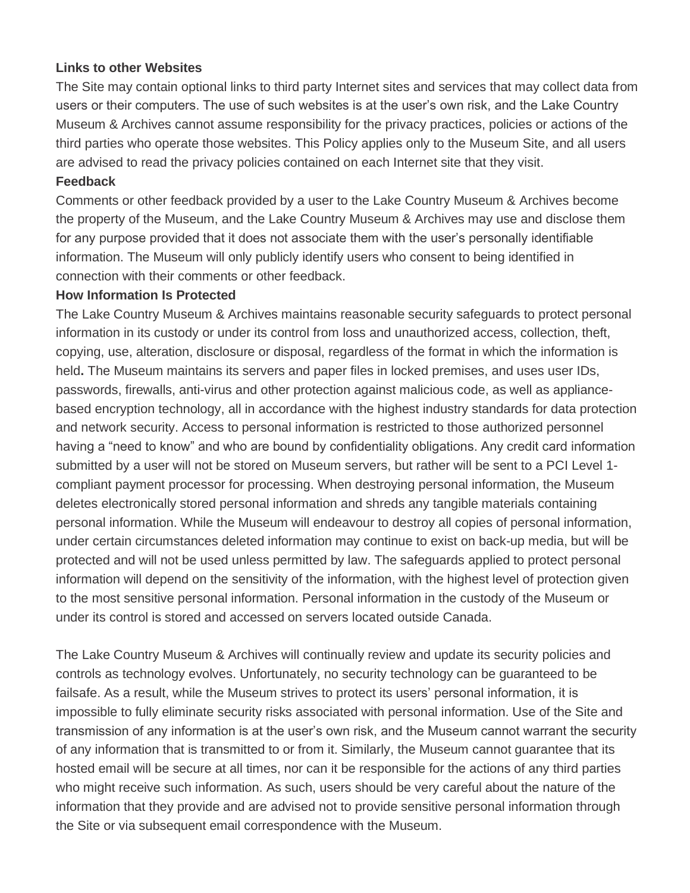**Links to other Websites**

The Site may contain optional links to third party Internet sites and services that may collect data from users or their computers. The use of such websites is at the user's own risk, and the Lake Country Museum & Archives cannot assume responsibility for the privacy practices, policies or actions of the third parties who operate those websites. This Policy applies only to the Museum Site, and all users are advised to read the privacy policies contained on each Internet site that they visit.

**Feedback**

Comments or other feedback provided by a user to the Lake Country Museum & Archives become the property of the Museum, and the Lake Country Museum & Archives may use and disclose them for any purpose provided that it does not associate them with the user's personally identifiable information. The Museum will only publicly identify users who consent to being identified in connection with their comments or other feedback.

**How Information Is Protected**

The Lake Country Museum & Archives maintains reasonable security safeguards to protect personal information in its custody or under its control from loss and unauthorized access, collection, theft, copying, use, alteration, disclosure or disposal, regardless of the format in which the information is held**.** The Museum maintains its servers and paper files in locked premises, and uses user IDs, passwords, firewalls, anti-virus and other protection against malicious code, as well as appliance-based encryption technology, all in accordance with the highest industry standards for data protection and network security. Access to personal information is restricted to those authorized personnel having a "need to know" and who are bound by confidentiality obligations. Any credit card information submitted by a user will not be stored on Museum servers, but rather will be sent to a PCI Level 1-compliant payment processor for processing. When destroying personal information, the Museum deletes electronically stored personal information and shreds any tangible materials containing personal information. While the Museum will endeavour to destroy all copies of personal information, under certain circumstances deleted information may continue to exist on back-up media, but will be protected and will not be used unless permitted by law. The safeguards applied to protect personal information will depend on the sensitivity of the information, with the highest level of protection given to the most sensitive personal information. Personal information in the custody of the Museum or under its control is stored and accessed on servers located outside Canada.

The Lake Country Museum & Archives will continually review and update its security policies and controls as technology evolves. Unfortunately, no security technology can be guaranteed to be failsafe. As a result, while the Museum strives to protect its users' personal information, it is impossible to fully eliminate security risks associated with personal information. Use of the Site and transmission of any information is at the user's own risk, and the Museum cannot warrant the security of any information that is transmitted to or from it. Similarly, the Museum cannot guarantee that its hosted email will be secure at all times, nor can it be responsible for the actions of any third parties who might receive such information. As such, users should be very careful about the nature of the information that they provide and are advised not to provide sensitive personal information through the Site or via subsequent email correspondence with the Museum.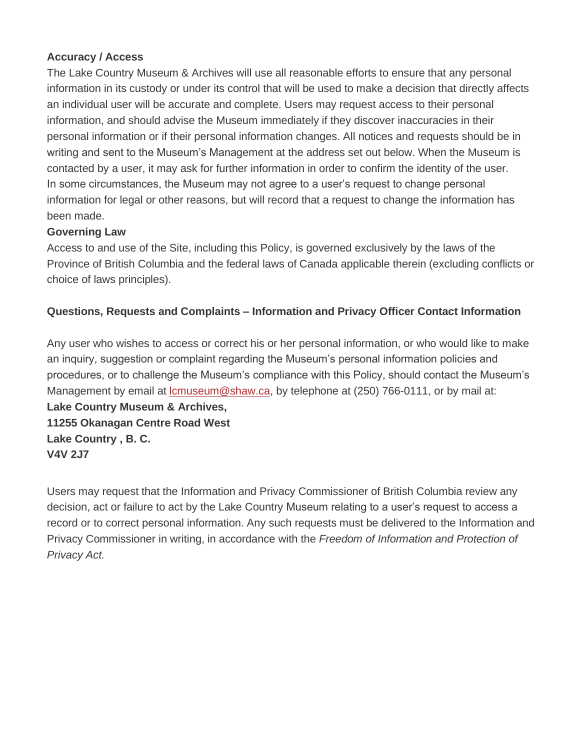**Accuracy / Access**

The Lake Country Museum & Archives will use all reasonable efforts to ensure that any personal information in its custody or under its control that will be used to make a decision that directly affects an individual user will be accurate and complete. Users may request access to their personal information, and should advise the Museum immediately if they discover inaccuracies in their personal information or if their personal information changes. All notices and requests should be in writing and sent to the Museum's Management at the address set out below. When the Museum is contacted by a user, it may ask for further information in order to confirm the identity of the user. In some circumstances, the Museum may not agree to a user's request to change personal information for legal or other reasons, but will record that a request to change the information has been made.

**Governing Law**

Access to and use of the Site, including this Policy, is governed exclusively by the laws of the Province of British Columbia and the federal laws of Canada applicable therein (excluding conflicts or choice of laws principles).

**Questions, Requests and Complaints – Information and Privacy Officer Contact Information**

Any user who wishes to access or correct his or her personal information, or who would like to make an inquiry, suggestion or complaint regarding the Museum's personal information policies and procedures, or to challenge the Museum's compliance with this Policy, should contact the Museum's Management by email at lcmuseum@shaw.ca, by telephone at (250) 766-0111, or by mail at:

**Lake Country Museum & Archives,**
**11255 Okanagan Centre Road West**
**Lake Country , B. C.**
**V4V 2J7**

Users may request that the Information and Privacy Commissioner of British Columbia review any decision, act or failure to act by the Lake Country Museum relating to a user's request to access a record or to correct personal information. Any such requests must be delivered to the Information and Privacy Commissioner in writing, in accordance with the *Freedom of Information and Protection of Privacy Act.*